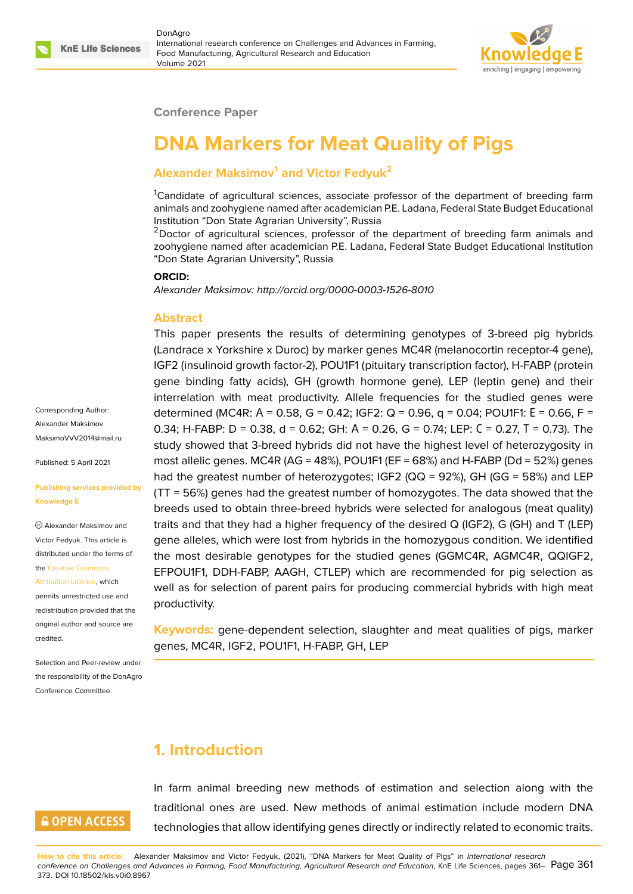Conference Paper

# DNA Markers for Meat Quality of Pigs

**Alexander Maksimov[1] and Victor Fedyuk[2]**

[1]Candidate of agricultural sciences, associate professor of the department of breeding farm animals and zoohygiene named after academician P.E. Ladana, Federal State Budget Educational Institution "Don State Agrarian University", Russia

[2]Doctor of agricultural sciences, professor of the department of breeding farm animals and zoohygiene named after academician P.E. Ladana, Federal State Budget Educational Institution "Don State Agrarian University", Russia

**ORCID:**

*Alexander Maksimov: http://orcid.org/0000-0003-1526-8010*

Corresponding Author: Alexander Maksimov MaksimoVVV2014@mail.ru

Published: 5 April 2021

**Publishing services provided by Knowledge E**

© Alexander Maksimov and Victor Fedyuk. This article is distributed under the terms of the Creative Commons Attribution License, which permits unrestricted use and redistribution provided that the original author and source are credited.

Selection and Peer-review under the responsibility of the DonAgro Conference Committee.

## Abstract

This paper presents the results of determining genotypes of 3-breed pig hybrids (Landrace x Yorkshire x Duroc) by marker genes MC4R (melanocortin receptor-4 gene), IGF2 (insulinoid growth factor-2), POU1F1 (pituitary transcription factor), H-FABP (protein gene binding fatty acids), GH (growth hormone gene), LEP (leptin gene) and their interrelation with meat productivity. Allele frequencies for the studied genes were determined (MC4R: A = 0.58, G = 0.42; IGF2: Q = 0.96, q = 0.04; POU1F1: E = 0.66, F = 0.34; H-FABP: D = 0.38, d = 0.62; GH: A = 0.26, G = 0.74; LEP: C = 0.27, T = 0.73). The study showed that 3-breed hybrids did not have the highest level of heterozygosity in most allelic genes. MC4R (AG = 48%), POU1F1 (EF = 68%) and H-FABP (Dd = 52%) genes had the greatest number of heterozygotes; IGF2 (QQ = 92%), GH (GG = 58%) and LEP (TT = 56%) genes had the greatest number of homozygotes. The data showed that the breeds used to obtain three-breed hybrids were selected for analogous (meat quality) traits and that they had a higher frequency of the desired Q (IGF2), G (GH) and T (LEP) gene alleles, which were lost from hybrids in the homozygous condition. We identified the most desirable genotypes for the studied genes (GGMC4R, AGMC4R, QQIGF2, EFPOU1F1, DDH-FABP, AAGH, CTLEP) which are recommended for pig selection as well as for selection of parent pairs for producing commercial hybrids with high meat productivity.

**Keywords:** gene-dependent selection, slaughter and meat qualities of pigs, marker genes, MC4R, IGF2, POU1F1, H-FABP, GH, LEP

## 1. Introduction

In farm animal breeding new methods of estimation and selection along with the traditional ones are used. New methods of animal estimation include modern DNA technologies that allow identifying genes directly or indirectly related to economic traits.

**How to cite this article**: Alexander Maksimov and Victor Fedyuk, (2021), "DNA Markers for Meat Quality of Pigs" in *International research conference on Challenges and Advances in Farming, Food Manufacturing, Agricultural Research and Education*, KnE Life Sciences, pages 361–373. DOI 10.18502/kls.v0i0.8967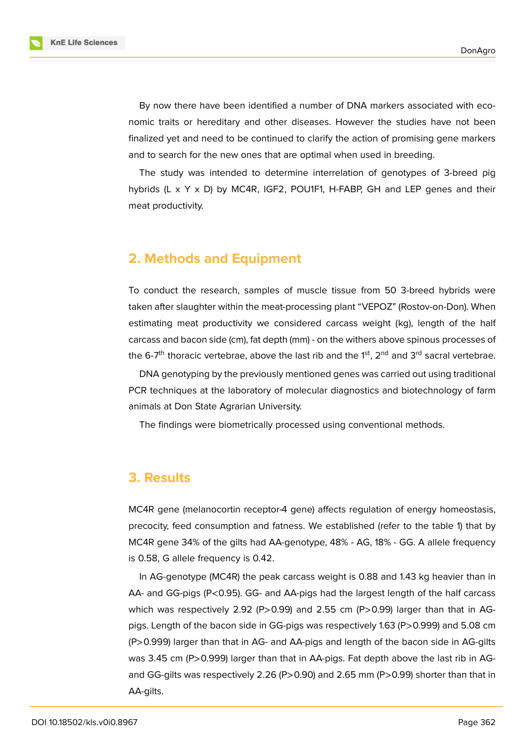By now there have been identified a number of DNA markers associated with economic traits or hereditary and other diseases. However the studies have not been finalized yet and need to be continued to clarify the action of promising gene markers and to search for the new ones that are optimal when used in breeding.

The study was intended to determine interrelation of genotypes of 3-breed pig hybrids (L x Y x D) by MC4R, IGF2, POU1F1, H-FABP, GH and LEP genes and their meat productivity.

## 2. Methods and Equipment

To conduct the research, samples of muscle tissue from 50 3-breed hybrids were taken after slaughter within the meat-processing plant "VEPOZ" (Rostov-on-Don). When estimating meat productivity we considered carcass weight (kg), length of the half carcass and bacon side (cm), fat depth (mm) - on the withers above spinous processes of the 6-7th thoracic vertebrae, above the last rib and the 1st, 2nd and 3rd sacral vertebrae.

DNA genotyping by the previously mentioned genes was carried out using traditional PCR techniques at the laboratory of molecular diagnostics and biotechnology of farm animals at Don State Agrarian University.

The findings were biometrically processed using conventional methods.

## 3. Results

MC4R gene (melanocortin receptor-4 gene) affects regulation of energy homeostasis, precocity, feed consumption and fatness. We established (refer to the table 1) that by MC4R gene 34% of the gilts had AA-genotype, 48% - AG, 18% - GG. A allele frequency is 0.58, G allele frequency is 0.42.

In AG-genotype (MC4R) the peak carcass weight is 0.88 and 1.43 kg heavier than in AA- and GG-pigs ($P<0.95$). GG- and AA-pigs had the largest length of the half carcass which was respectively 2.92 ($P>0.99$) and 2.55 cm ($P>0.99$) larger than that in AG-pigs. Length of the bacon side in GG-pigs was respectively 1.63 ($P>0.999$) and 5.08 cm ($P>0.999$) larger than that in AG- and AA-pigs and length of the bacon side in AG-gilts was 3.45 cm ($P>0.999$) larger than that in AA-pigs. Fat depth above the last rib in AG- and GG-gilts was respectively 2.26 ($P>0.90$) and 2.65 mm ($P>0.99$) shorter than that in AA-gilts.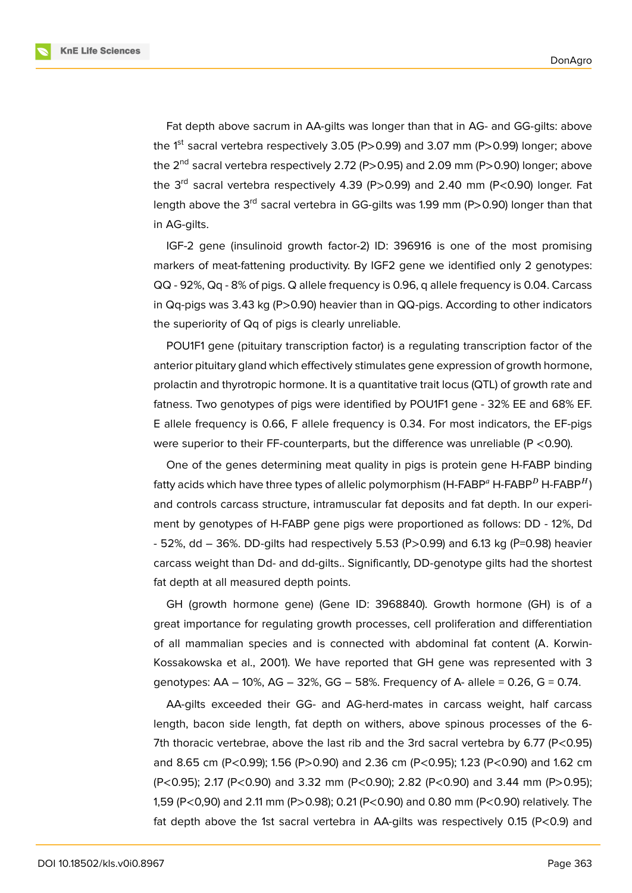Fat depth above sacrum in AA-gilts was longer than that in AG- and GG-gilts: above the 1st sacral vertebra respectively 3.05 (P>0.99) and 3.07 mm (P>0.99) longer; above the 2nd sacral vertebra respectively 2.72 (P>0.95) and 2.09 mm (P>0.90) longer; above the 3rd sacral vertebra respectively 4.39 (P>0.99) and 2.40 mm (P<0.90) longer. Fat length above the 3rd sacral vertebra in GG-gilts was 1.99 mm (P>0.90) longer than that in AG-gilts.

IGF-2 gene (insulinoid growth factor-2) ID: 396916 is one of the most promising markers of meat-fattening productivity. By IGF2 gene we identified only 2 genotypes: QQ - 92%, Qq - 8% of pigs. Q allele frequency is 0.96, q allele frequency is 0.04. Carcass in Qq-pigs was 3.43 kg (P>0.90) heavier than in QQ-pigs. According to other indicators the superiority of Qq of pigs is clearly unreliable.

POU1F1 gene (pituitary transcription factor) is a regulating transcription factor of the anterior pituitary gland which effectively stimulates gene expression of growth hormone, prolactin and thyrotropic hormone. It is a quantitative trait locus (QTL) of growth rate and fatness. Two genotypes of pigs were identified by POU1F1 gene - 32% EE and 68% EF. E allele frequency is 0.66, F allele frequency is 0.34. For most indicators, the EF-pigs were superior to their FF-counterparts, but the difference was unreliable (P <0.90).

One of the genes determining meat quality in pigs is protein gene H-FABP binding fatty acids which have three types of allelic polymorphism (H-FABP$^{a}$ H-FABP$^{D}$ H-FABP$^{H}$) and controls carcass structure, intramuscular fat deposits and fat depth. In our experiment by genotypes of H-FABP gene pigs were proportioned as follows: DD - 12%, Dd - 52%, dd – 36%. DD-gilts had respectively 5.53 (P>0.99) and 6.13 kg (P=0.98) heavier carcass weight than Dd- and dd-gilts.. Significantly, DD-genotype gilts had the shortest fat depth at all measured depth points.

GH (growth hormone gene) (Gene ID: 3968840). Growth hormone (GH) is of a great importance for regulating growth processes, cell proliferation and differentiation of all mammalian species and is connected with abdominal fat content (A. Korwin-Kossakowska et al., 2001). We have reported that GH gene was represented with 3 genotypes: AA – 10%, AG – 32%, GG – 58%. Frequency of A- allele = 0.26, G = 0.74.

AA-gilts exceeded their GG- and AG-herd-mates in carcass weight, half carcass length, bacon side length, fat depth on withers, above spinous processes of the 6-7th thoracic vertebrae, above the last rib and the 3rd sacral vertebra by 6.77 (P<0.95) and 8.65 cm (P<0.99); 1.56 (P>0.90) and 2.36 cm (P<0.95); 1.23 (P<0.90) and 1.62 cm (P<0.95); 2.17 (P<0.90) and 3.32 mm (P<0.90); 2.82 (P<0.90) and 3.44 mm (P>0.95); 1,59 (P<0,90) and 2.11 mm (P>0.98); 0.21 (P<0.90) and 0.80 mm (P<0.90) relatively. The fat depth above the 1st sacral vertebra in AA-gilts was respectively 0.15 (P<0.9) and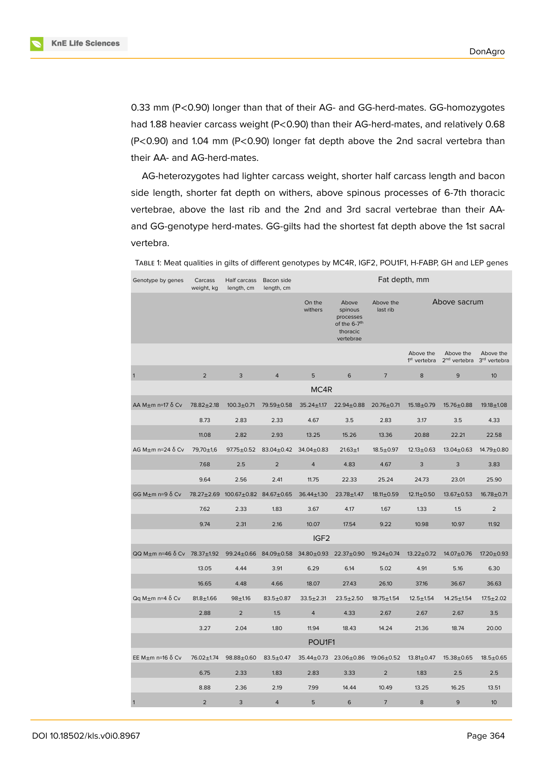0.33 mm (P<0.90) longer than that of their AG- and GG-herd-mates. GG-homozygotes had 1.88 heavier carcass weight (P<0.90) than their AG-herd-mates, and relatively 0.68 (P<0.90) and 1.04 mm (P<0.90) longer fat depth above the 2nd sacral vertebra than their AA- and AG-herd-mates.

AG-heterozygotes had lighter carcass weight, shorter half carcass length and bacon side length, shorter fat depth on withers, above spinous processes of 6-7th thoracic vertebrae, above the last rib and the 2nd and 3rd sacral vertebrae than their AA- and GG-genotype herd-mates. GG-gilts had the shortest fat depth above the 1st sacral vertebra.

Table 1: Meat qualities in gilts of different genotypes by MC4R, IGF2, POU1F1, H-FABP, GH and LEP genes

| Genotype by genes | Carcass weight, kg | Half carcass length, cm | Bacon side length, cm | Fat depth, mm | | | | | |
|---|---|---|---|---|---|---|---|---|---|
| | | | | On the withers | Above spinous processes of the 6-7th thoracic vertebrae | Above the last rib | Above sacrum | | |
| | | | | | | | Above the 1st vertebra | Above the 2nd vertebra | Above the 3rd vertebra |
| 1 | 2 | 3 | 4 | 5 | 6 | 7 | 8 | 9 | 10 |
| MC4R | | | | | | | | | |
| AA M±m n=17 δ Cv | 78.82±2.18 | 100.3±0.71 | 79.59±0.58 | 35.24±1.17 | 22.94±0.88 | 20.76±0.71 | 15.18±0.79 | 15.76±0.88 | 19.18±1.08 |
| | 8.73 | 2.83 | 2.33 | 4.67 | 3.5 | 2.83 | 3.17 | 3.5 | 4.33 |
| | 11.08 | 2.82 | 2.93 | 13.25 | 15.26 | 13.36 | 20.88 | 22.21 | 22.58 |
| AG M±m n=24 δ Cv | 79,70±1,6 | 97.75±0.52 | 83.04±0.42 | 34.04±0.83 | 21.63±1 | 18.5±0.97 | 12.13±0.63 | 13.04±0.63 | 14.79±0.80 |
| | 7.68 | 2.5 | 2 | 4 | 4.83 | 4.67 | 3 | 3 | 3.83 |
| | 9.64 | 2.56 | 2.41 | 11.75 | 22.33 | 25.24 | 24.73 | 23.01 | 25.90 |
| GG M±m n=9 δ Cv | 78.27±2.69 | 100.67±0.82 | 84.67±0.65 | 36.44±1.30 | 23.78±1.47 | 18.11±0.59 | 12.11±0.50 | 13.67±0.53 | 16.78±0.71 |
| | 7.62 | 2.33 | 1.83 | 3.67 | 4.17 | 1.67 | 1.33 | 1.5 | 2 |
| | 9.74 | 2.31 | 2.16 | 10.07 | 17.54 | 9.22 | 10.98 | 10.97 | 11.92 |
| IGF2 | | | | | | | | | |
| QQ M±m n=46 δ Cv | 78.37±1.92 | 99.24±0.66 | 84.09±0.58 | 34.80±0.93 | 22.37±0.90 | 19.24±0.74 | 13.22±0.72 | 14.07±0.76 | 17.20±0.93 |
| | 13.05 | 4.44 | 3.91 | 6.29 | 6.14 | 5.02 | 4.91 | 5.16 | 6.30 |
| | 16.65 | 4.48 | 4.66 | 18.07 | 27.43 | 26.10 | 37.16 | 36.67 | 36.63 |
| Qq M±m n=4 δ Cv | 81.8±1.66 | 98±1.16 | 83.5±0.87 | 33.5±2.31 | 23.5±2.50 | 18.75±1.54 | 12.5±1.54 | 14.25±1.54 | 17.5±2.02 |
| | 2.88 | 2 | 1.5 | 4 | 4.33 | 2.67 | 2.67 | 2.67 | 3.5 |
| | 3.27 | 2.04 | 1.80 | 11.94 | 18.43 | 14.24 | 21.36 | 18.74 | 20.00 |
| POU1F1 | | | | | | | | | |
| EE M±m n=16 δ Cv | 76.02±1.74 | 98.88±0.60 | 83.5±0.47 | 35.44±0.73 | 23.06±0.86 | 19.06±0.52 | 13.81±0.47 | 15.38±0.65 | 18.5±0.65 |
| | 6.75 | 2.33 | 1.83 | 2.83 | 3.33 | 2 | 1.83 | 2.5 | 2.5 |
| | 8.88 | 2.36 | 2.19 | 7.99 | 14.44 | 10.49 | 13.25 | 16.25 | 13.51 |
| 1 | 2 | 3 | 4 | 5 | 6 | 7 | 8 | 9 | 10 |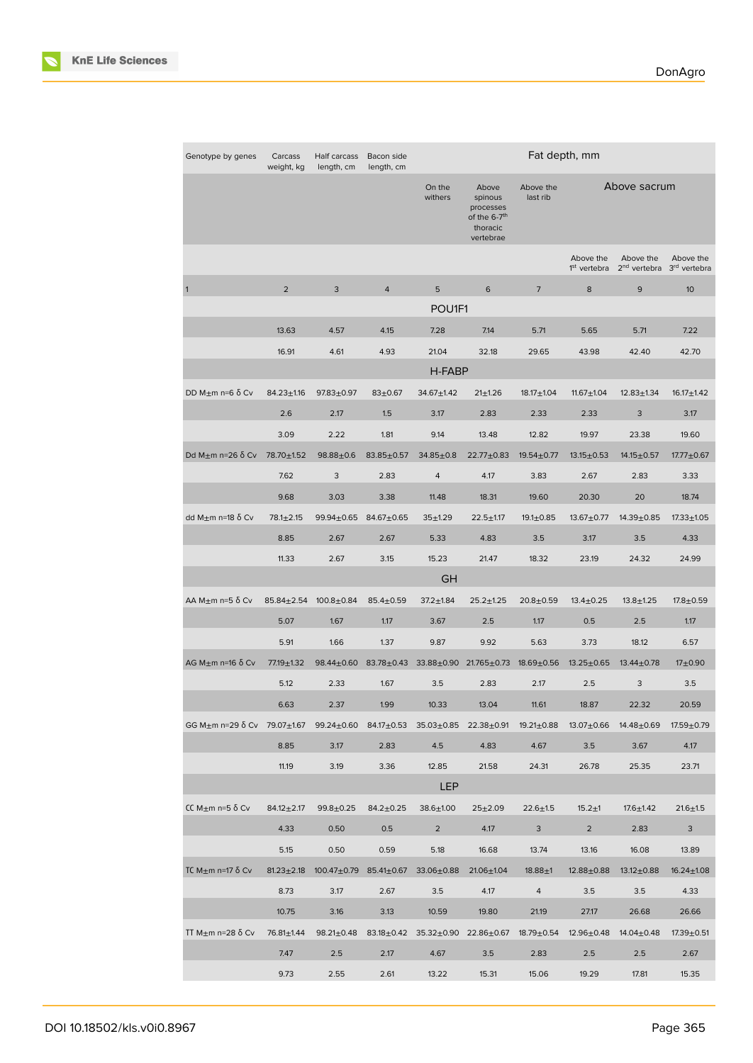| Genotype by genes | Carcass weight, kg | Half carcass length, cm | Bacon side length, cm | Fat depth, mm | | | | | |
|---|---|---|---|---|---|---|---|---|---|
| | | | | On the withers | Above spinous processes of the 6-7th thoracic vertebrae | Above the last rib | Above sacrum | | |
| | | | | | | | Above the 1st vertebra | Above the 2nd vertebra | Above the 3rd vertebra |
| 1 | 2 | 3 | 4 | 5 | 6 | 7 | 8 | 9 | 10 |
| | | | | POU1F1 | | | | | |
| | 13.63 | 4.57 | 4.15 | 7.28 | 7.14 | 5.71 | 5.65 | 5.71 | 7.22 |
| | 16.91 | 4.61 | 4.93 | 21.04 | 32.18 | 29.65 | 43.98 | 42.40 | 42.70 |
| | | | | H-FABP | | | | | |
| DD M±m n=6 δ Cv | 84.23±1.16 | 97.83±0.97 | 83±0.67 | 34.67±1.42 | 21±1.26 | 18.17±1.04 | 11.67±1.04 | 12.83±1.34 | 16.17±1.42 |
| | 2.6 | 2.17 | 1.5 | 3.17 | 2.83 | 2.33 | 2.33 | 3 | 3.17 |
| | 3.09 | 2.22 | 1.81 | 9.14 | 13.48 | 12.82 | 19.97 | 23.38 | 19.60 |
| Dd M±m n=26 δ Cv | 78.70±1.52 | 98.88±0.6 | 83.85±0.57 | 34.85±0.8 | 22.77±0.83 | 19.54±0.77 | 13.15±0.53 | 14.15±0.57 | 17.77±0.67 |
| | 7.62 | 3 | 2.83 | 4 | 4.17 | 3.83 | 2.67 | 2.83 | 3.33 |
| | 9.68 | 3.03 | 3.38 | 11.48 | 18.31 | 19.60 | 20.30 | 20 | 18.74 |
| dd M±m n=18 δ Cv | 78.1±2.15 | 99.94±0.65 | 84.67±0.65 | 35±1.29 | 22.5±1.17 | 19.1±0.85 | 13.67±0.77 | 14.39±0.85 | 17.33±1.05 |
| | 8.85 | 2.67 | 2.67 | 5.33 | 4.83 | 3.5 | 3.17 | 3.5 | 4.33 |
| | 11.33 | 2.67 | 3.15 | 15.23 | 21.47 | 18.32 | 23.19 | 24.32 | 24.99 |
| | | | | GH | | | | | |
| AA M±m n=5 δ Cv | 85.84±2.54 | 100.8±0.84 | 85.4±0.59 | 37.2±1.84 | 25.2±1.25 | 20.8±0.59 | 13.4±0.25 | 13.8±1.25 | 17.8±0.59 |
| | 5.07 | 1.67 | 1.17 | 3.67 | 2.5 | 1.17 | 0.5 | 2.5 | 1.17 |
| | 5.91 | 1.66 | 1.37 | 9.87 | 9.92 | 5.63 | 3.73 | 18.12 | 6.57 |
| AG M±m n=16 δ Cv | 77.19±1.32 | 98.44±0.60 | 83.78±0.43 | 33.88±0.90 | 21.765±0.73 | 18.69±0.56 | 13.25±0.65 | 13.44±0.78 | 17±0.90 |
| | 5.12 | 2.33 | 1.67 | 3.5 | 2.83 | 2.17 | 2.5 | 3 | 3.5 |
| | 6.63 | 2.37 | 1.99 | 10.33 | 13.04 | 11.61 | 18.87 | 22.32 | 20.59 |
| GG M±m n=29 δ Cv | 79.07±1.67 | 99.24±0.60 | 84.17±0.53 | 35.03±0.85 | 22.38±0.91 | 19.21±0.88 | 13.07±0.66 | 14.48±0.69 | 17.59±0.79 |
| | 8.85 | 3.17 | 2.83 | 4.5 | 4.83 | 4.67 | 3.5 | 3.67 | 4.17 |
| | 11.19 | 3.19 | 3.36 | 12.85 | 21.58 | 24.31 | 26.78 | 25.35 | 23.71 |
| | | | | LEP | | | | | |
| CC M±m n=5 δ Cv | 84.12±2.17 | 99.8±0.25 | 84.2±0.25 | 38.6±1.00 | 25±2.09 | 22.6±1.5 | 15.2±1 | 17.6±1.42 | 21.6±1.5 |
| | 4.33 | 0.50 | 0.5 | 2 | 4.17 | 3 | 2 | 2.83 | 3 |
| | 5.15 | 0.50 | 0.59 | 5.18 | 16.68 | 13.74 | 13.16 | 16.08 | 13.89 |
| TC M±m n=17 δ Cv | 81.23±2.18 | 100.47±0.79 | 85.41±0.67 | 33.06±0.88 | 21.06±1.04 | 18.88±1 | 12.88±0.88 | 13.12±0.88 | 16.24±1.08 |
| | 8.73 | 3.17 | 2.67 | 3.5 | 4.17 | 4 | 3.5 | 3.5 | 4.33 |
| | 10.75 | 3.16 | 3.13 | 10.59 | 19.80 | 21.19 | 27.17 | 26.68 | 26.66 |
| TT M±m n=28 δ Cv | 76.81±1.44 | 98.21±0.48 | 83.18±0.42 | 35.32±0.90 | 22.86±0.67 | 18.79±0.54 | 12.96±0.48 | 14.04±0.48 | 17.39±0.51 |
| | 7.47 | 2.5 | 2.17 | 4.67 | 3.5 | 2.83 | 2.5 | 2.5 | 2.67 |
| | 9.73 | 2.55 | 2.61 | 13.22 | 15.31 | 15.06 | 19.29 | 17.81 | 15.35 |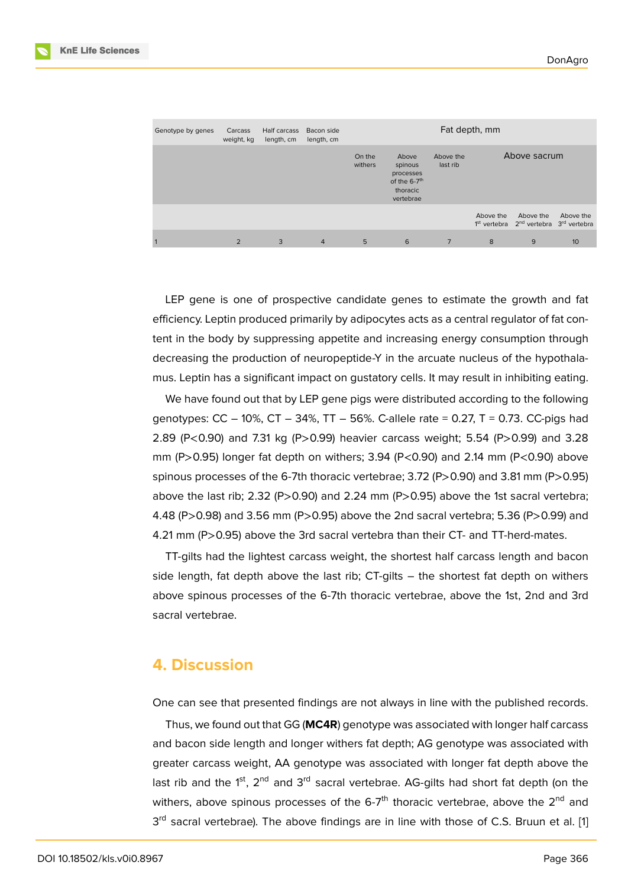| Genotype by genes | Carcass weight, kg | Half carcass length, cm | Bacon side length, cm | Fat depth, mm | | | | | |
|---|---|---|---|---|---|---|---|---|---|
| | | | | On the withers | Above spinous processes of the 6-7th thoracic vertebrae | Above the last rib | Above sacrum | | |
| | | | | | | | Above the 1st vertebra | Above the 2nd vertebra | Above the 3rd vertebra |
| 1 | 2 | 3 | 4 | 5 | 6 | 7 | 8 | 9 | 10 |

LEP gene is one of prospective candidate genes to estimate the growth and fat efficiency. Leptin produced primarily by adipocytes acts as a central regulator of fat content in the body by suppressing appetite and increasing energy consumption through decreasing the production of neuropeptide-Y in the arcuate nucleus of the hypothalamus. Leptin has a significant impact on gustatory cells. It may result in inhibiting eating.

We have found out that by LEP gene pigs were distributed according to the following genotypes: CC – 10%, CT – 34%, TT – 56%. C-allele rate = 0.27, T = 0.73. CC-pigs had 2.89 (P<0.90) and 7.31 kg (P>0.99) heavier carcass weight; 5.54 (P>0.99) and 3.28 mm (P>0.95) longer fat depth on withers; 3.94 (P<0.90) and 2.14 mm (P<0.90) above spinous processes of the 6-7th thoracic vertebrae; 3.72 (P>0.90) and 3.81 mm (P>0.95) above the last rib; 2.32 (P>0.90) and 2.24 mm (P>0.95) above the 1st sacral vertebra; 4.48 (P>0.98) and 3.56 mm (P>0.95) above the 2nd sacral vertebra; 5.36 (P>0.99) and 4.21 mm (P>0.95) above the 3rd sacral vertebra than their CT- and TT-herd-mates.

TT-gilts had the lightest carcass weight, the shortest half carcass length and bacon side length, fat depth above the last rib; CT-gilts – the shortest fat depth on withers above spinous processes of the 6-7th thoracic vertebrae, above the 1st, 2nd and 3rd sacral vertebrae.

## 4. Discussion

One can see that presented findings are not always in line with the published records.

Thus, we found out that GG (**MC4R**) genotype was associated with longer half carcass and bacon side length and longer withers fat depth; AG genotype was associated with greater carcass weight, AA genotype was associated with longer fat depth above the last rib and the 1st, 2nd and 3rd sacral vertebrae. AG-gilts had short fat depth (on the withers, above spinous processes of the 6-7th thoracic vertebrae, above the 2nd and 3rd sacral vertebrae). The above findings are in line with those of C.S. Bruun et al. [1]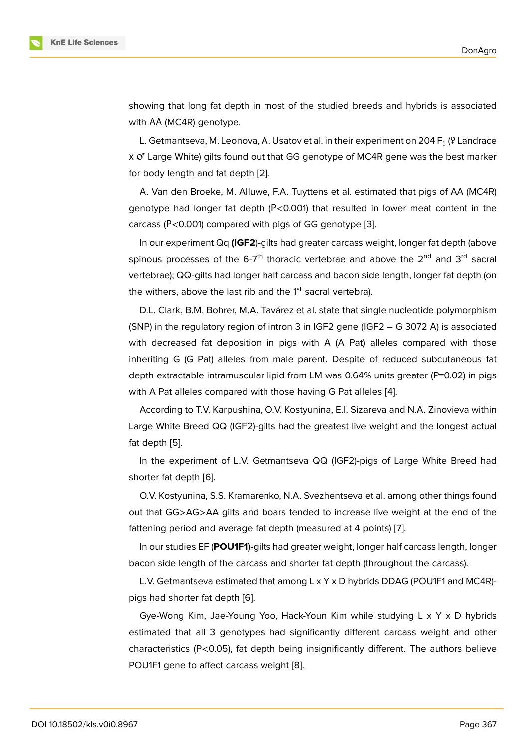showing that long fat depth in most of the studied breeds and hybrids is associated with AA (MC4R) genotype.

L. Getmantseva, M. Leonova, A. Usatov et al. in their experiment on 204 $F_1$ (♀ Landrace x ♂ Large White) gilts found out that GG genotype of MC4R gene was the best marker for body length and fat depth [2].

A. Van den Broeke, M. Alluwe, F.A. Tuyttens et al. estimated that pigs of AA (MC4R) genotype had longer fat depth ($P<0.001$) that resulted in lower meat content in the carcass ($P<0.001$) compared with pigs of GG genotype [3].

In our experiment Qq **(IGF2)**-gilts had greater carcass weight, longer fat depth (above spinous processes of the 6-7$^{th}$ thoracic vertebrae and above the 2$^{nd}$ and 3$^{rd}$ sacral vertebrae); QQ-gilts had longer half carcass and bacon side length, longer fat depth (on the withers, above the last rib and the 1$^{st}$ sacral vertebra).

D.L. Clark, B.M. Bohrer, M.A. Tavárez et al. state that single nucleotide polymorphism (SNP) in the regulatory region of intron 3 in IGF2 gene (IGF2 – G 3072 A) is associated with decreased fat deposition in pigs with A (A Pat) alleles compared with those inheriting G (G Pat) alleles from male parent. Despite of reduced subcutaneous fat depth extractable intramuscular lipid from LM was 0.64% units greater ($P=0.02$) in pigs with A Pat alleles compared with those having G Pat alleles [4].

According to T.V. Karpushina, O.V. Kostyunina, E.I. Sizareva and N.A. Zinovieva within Large White Breed QQ (IGF2)-gilts had the greatest live weight and the longest actual fat depth [5].

In the experiment of L.V. Getmantseva QQ (IGF2)-pigs of Large White Breed had shorter fat depth [6].

O.V. Kostyunina, S.S. Kramarenko, N.A. Svezhentseva et al. among other things found out that GG>AG>AA gilts and boars tended to increase live weight at the end of the fattening period and average fat depth (measured at 4 points) [7].

In our studies EF (**POU1F1**)-gilts had greater weight, longer half carcass length, longer bacon side length of the carcass and shorter fat depth (throughout the carcass).

L.V. Getmantseva estimated that among L x Y x D hybrids DDAG (POU1F1 and MC4R)-pigs had shorter fat depth [6].

Gye-Wong Kim, Jae-Young Yoo, Hack-Youn Kim while studying L x Y x D hybrids estimated that all 3 genotypes had significantly different carcass weight and other characteristics ($P<0.05$), fat depth being insignificantly different. The authors believe POU1F1 gene to affect carcass weight [8].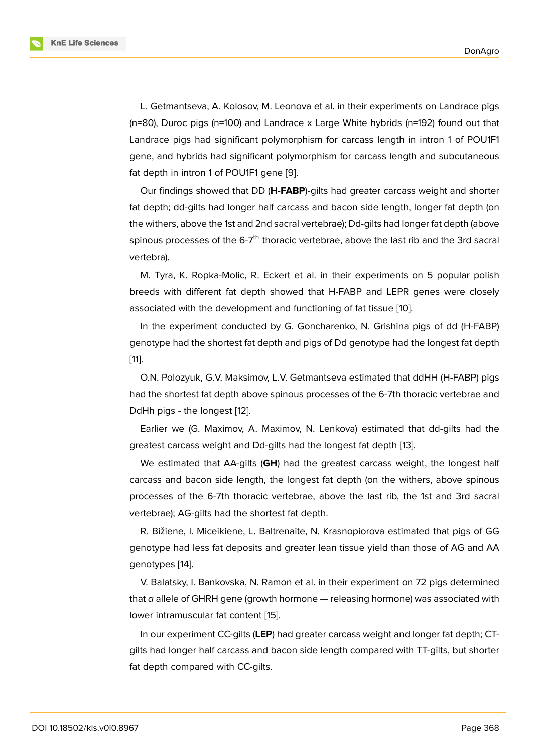L. Getmantseva, A. Kolosov, M. Leonova et al. in their experiments on Landrace pigs (n=80), Duroc pigs (n=100) and Landrace x Large White hybrids (n=192) found out that Landrace pigs had significant polymorphism for carcass length in intron 1 of POU1F1 gene, and hybrids had significant polymorphism for carcass length and subcutaneous fat depth in intron 1 of POU1F1 gene [9].

Our findings showed that DD (**H-FABP**)-gilts had greater carcass weight and shorter fat depth; dd-gilts had longer half carcass and bacon side length, longer fat depth (on the withers, above the 1st and 2nd sacral vertebrae); Dd-gilts had longer fat depth (above spinous processes of the 6-7$^{th}$ thoracic vertebrae, above the last rib and the 3rd sacral vertebra).

M. Tyra, K. Ropka-Molic, R. Eckert et al. in their experiments on 5 popular polish breeds with different fat depth showed that H-FABP and LEPR genes were closely associated with the development and functioning of fat tissue [10].

In the experiment conducted by G. Goncharenko, N. Grishina pigs of dd (H-FABP) genotype had the shortest fat depth and pigs of Dd genotype had the longest fat depth [11].

O.N. Polozyuk, G.V. Maksimov, L.V. Getmantseva estimated that ddHH (H-FABP) pigs had the shortest fat depth above spinous processes of the 6-7th thoracic vertebrae and DdHh pigs - the longest [12].

Earlier we (G. Maximov, A. Maximov, N. Lenkova) estimated that dd-gilts had the greatest carcass weight and Dd-gilts had the longest fat depth [13].

We estimated that AA-gilts (**GH**) had the greatest carcass weight, the longest half carcass and bacon side length, the longest fat depth (on the withers, above spinous processes of the 6-7th thoracic vertebrae, above the last rib, the 1st and 3rd sacral vertebrae); AG-gilts had the shortest fat depth.

R. Bižiene, I. Miceikiene, L. Baltrenaite, N. Krasnopiorova estimated that pigs of GG genotype had less fat deposits and greater lean tissue yield than those of AG and AA genotypes [14].

V. Balatsky, I. Bankovska, N. Ramon et al. in their experiment on 72 pigs determined that *a* allele of GHRH gene (growth hormone — releasing hormone) was associated with lower intramuscular fat content [15].

In our experiment CC-gilts (**LEP**) had greater carcass weight and longer fat depth; CT-gilts had longer half carcass and bacon side length compared with TT-gilts, but shorter fat depth compared with CC-gilts.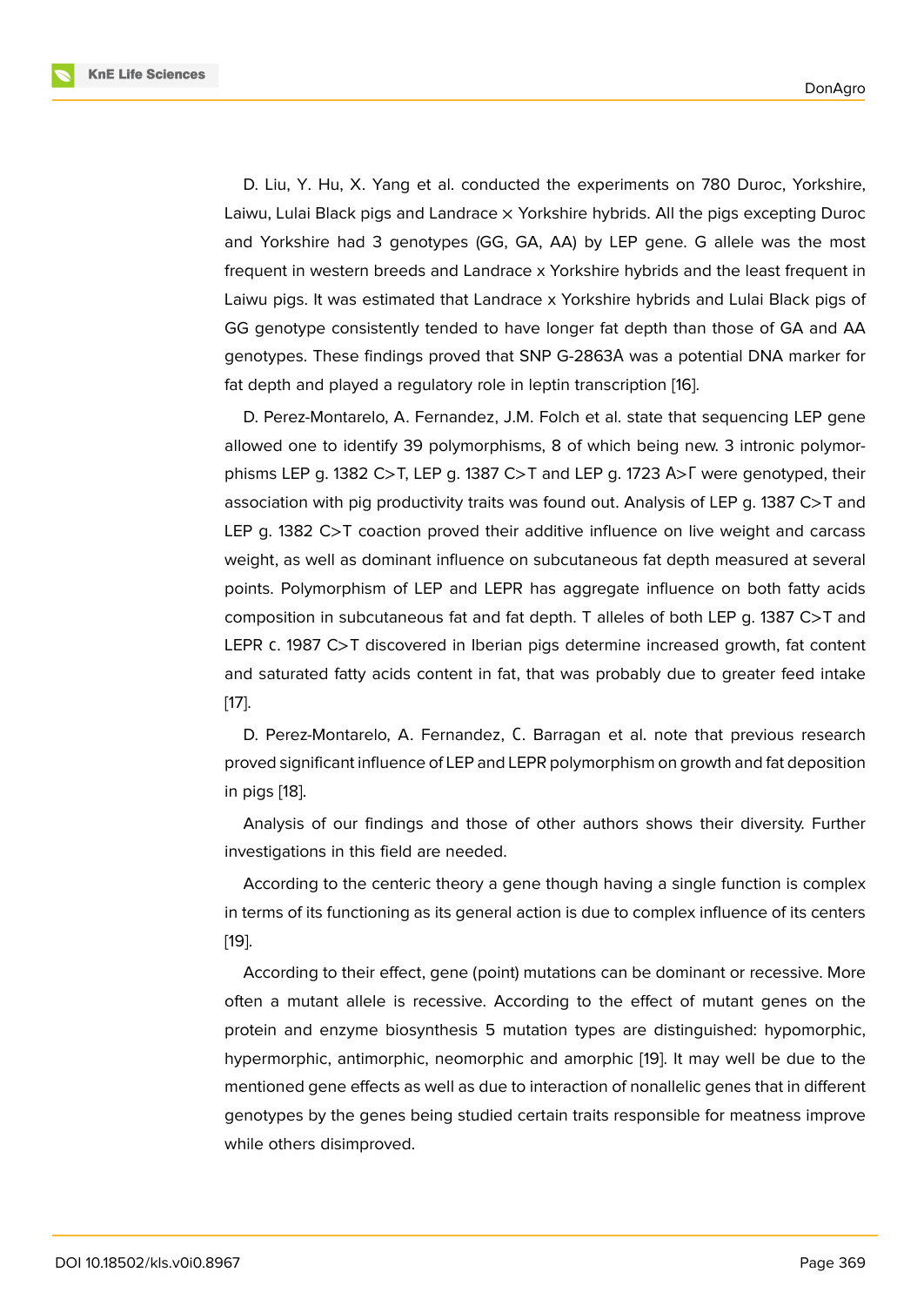D. Liu, Y. Hu, X. Yang et al. conducted the experiments on 780 Duroc, Yorkshire, Laiwu, Lulai Black pigs and Landrace × Yorkshire hybrids. All the pigs excepting Duroc and Yorkshire had 3 genotypes (GG, GA, AA) by LEP gene. G allele was the most frequent in western breeds and Landrace x Yorkshire hybrids and the least frequent in Laiwu pigs. It was estimated that Landrace x Yorkshire hybrids and Lulai Black pigs of GG genotype consistently tended to have longer fat depth than those of GA and AA genotypes. These findings proved that SNP G-2863A was a potential DNA marker for fat depth and played a regulatory role in leptin transcription [16].

D. Perez-Montarelo, A. Fernandez, J.M. Folch et al. state that sequencing LEP gene allowed one to identify 39 polymorphisms, 8 of which being new. 3 intronic polymorphisms LEP g. 1382 C>T, LEP g. 1387 C>T and LEP g. 1723 A>Г were genotyped, their association with pig productivity traits was found out. Analysis of LEP g. 1387 C>T and LEP g. 1382 C>T coaction proved their additive influence on live weight and carcass weight, as well as dominant influence on subcutaneous fat depth measured at several points. Polymorphism of LEP and LEPR has aggregate influence on both fatty acids composition in subcutaneous fat and fat depth. T alleles of both LEP g. 1387 C>T and LEPR с. 1987 C>T discovered in Iberian pigs determine increased growth, fat content and saturated fatty acids content in fat, that was probably due to greater feed intake [17].

D. Perez-Montarelo, A. Fernandez, С. Barragan et al. note that previous research proved significant influence of LEP and LEPR polymorphism on growth and fat deposition in pigs [18].

Analysis of our findings and those of other authors shows their diversity. Further investigations in this field are needed.

According to the centeric theory a gene though having a single function is complex in terms of its functioning as its general action is due to complex influence of its centers [19].

According to their effect, gene (point) mutations can be dominant or recessive. More often a mutant allele is recessive. According to the effect of mutant genes on the protein and enzyme biosynthesis 5 mutation types are distinguished: hypomorphic, hypermorphic, antimorphic, neomorphic and amorphic [19]. It may well be due to the mentioned gene effects as well as due to interaction of nonallelic genes that in different genotypes by the genes being studied certain traits responsible for meatness improve while others disimproved.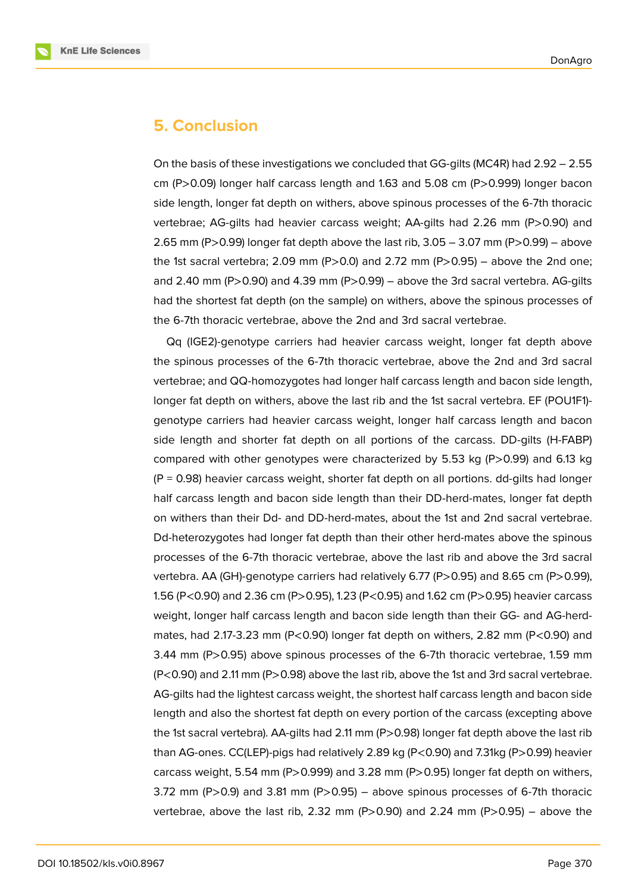## 5. Conclusion

On the basis of these investigations we concluded that GG-gilts (MC4R) had 2.92 – 2.55 cm ($P>0.09$) longer half carcass length and 1.63 and 5.08 cm ($P>0.999$) longer bacon side length, longer fat depth on withers, above spinous processes of the 6-7th thoracic vertebrae; AG-gilts had heavier carcass weight; AA-gilts had 2.26 mm ($P>0.90$) and 2.65 mm ($P>0.99$) longer fat depth above the last rib, 3.05 – 3.07 mm ($P>0.99$) – above the 1st sacral vertebra; 2.09 mm ($P>0.0$) and 2.72 mm ($P>0.95$) – above the 2nd one; and 2.40 mm ($P>0.90$) and 4.39 mm ($P>0.99$) – above the 3rd sacral vertebra. AG-gilts had the shortest fat depth (on the sample) on withers, above the spinous processes of the 6-7th thoracic vertebrae, above the 2nd and 3rd sacral vertebrae.

Qq (IGE2)-genotype carriers had heavier carcass weight, longer fat depth above the spinous processes of the 6-7th thoracic vertebrae, above the 2nd and 3rd sacral vertebrae; and QQ-homozygotes had longer half carcass length and bacon side length, longer fat depth on withers, above the last rib and the 1st sacral vertebra. EF (POU1F1)-genotype carriers had heavier carcass weight, longer half carcass length and bacon side length and shorter fat depth on all portions of the carcass. DD-gilts (H-FABP) compared with other genotypes were characterized by 5.53 kg ($P>0.99$) and 6.13 kg ($P = 0.98$) heavier carcass weight, shorter fat depth on all portions. dd-gilts had longer half carcass length and bacon side length than their DD-herd-mates, longer fat depth on withers than their Dd- and DD-herd-mates, about the 1st and 2nd sacral vertebrae. Dd-heterozygotes had longer fat depth than their other herd-mates above the spinous processes of the 6-7th thoracic vertebrae, above the last rib and above the 3rd sacral vertebra. AA (GH)-genotype carriers had relatively 6.77 ($P>0.95$) and 8.65 cm ($P>0.99$), 1.56 ($P<0.90$) and 2.36 cm ($P>0.95$), 1.23 ($P<0.95$) and 1.62 cm ($P>0.95$) heavier carcass weight, longer half carcass length and bacon side length than their GG- and AG-herd-mates, had 2.17-3.23 mm ($P<0.90$) longer fat depth on withers, 2.82 mm ($P<0.90$) and 3.44 mm ($P>0.95$) above spinous processes of the 6-7th thoracic vertebrae, 1.59 mm ($P<0.90$) and 2.11 mm ($P>0.98$) above the last rib, above the 1st and 3rd sacral vertebrae. AG-gilts had the lightest carcass weight, the shortest half carcass length and bacon side length and also the shortest fat depth on every portion of the carcass (excepting above the 1st sacral vertebra). AA-gilts had 2.11 mm ($P>0.98$) longer fat depth above the last rib than AG-ones. CC(LEP)-pigs had relatively 2.89 kg ($P<0.90$) and 7.31kg ($P>0.99$) heavier carcass weight, 5.54 mm ($P>0.999$) and 3.28 mm ($P>0.95$) longer fat depth on withers, 3.72 mm ($P>0.9$) and 3.81 mm ($P>0.95$) – above spinous processes of 6-7th thoracic vertebrae, above the last rib, 2.32 mm ($P>0.90$) and 2.24 mm ($P>0.95$) – above the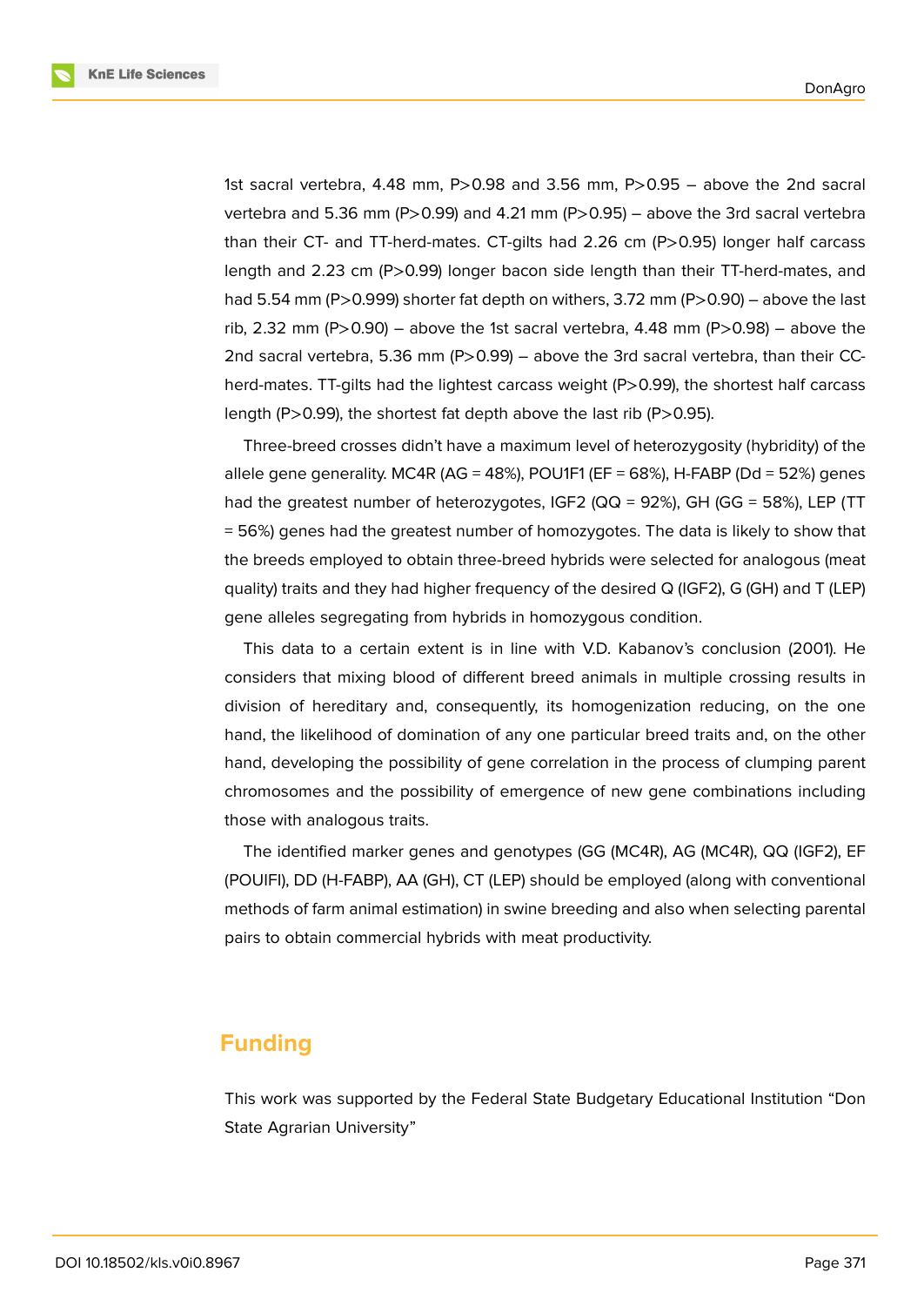1st sacral vertebra, 4.48 mm, P>0.98 and 3.56 mm, P>0.95 – above the 2nd sacral vertebra and 5.36 mm (P>0.99) and 4.21 mm (P>0.95) – above the 3rd sacral vertebra than their CT- and TT-herd-mates. CT-gilts had 2.26 cm (P>0.95) longer half carcass length and 2.23 cm (P>0.99) longer bacon side length than their TT-herd-mates, and had 5.54 mm (P>0.999) shorter fat depth on withers, 3.72 mm (P>0.90) – above the last rib, 2.32 mm (P>0.90) – above the 1st sacral vertebra, 4.48 mm (P>0.98) – above the 2nd sacral vertebra, 5.36 mm (P>0.99) – above the 3rd sacral vertebra, than their CC-herd-mates. TT-gilts had the lightest carcass weight (P>0.99), the shortest half carcass length (P>0.99), the shortest fat depth above the last rib (P>0.95).

Three-breed crosses didn't have a maximum level of heterozygosity (hybridity) of the allele gene generality. MC4R (AG = 48%), POU1F1 (EF = 68%), H-FABP (Dd = 52%) genes had the greatest number of heterozygotes, IGF2 (QQ = 92%), GH (GG = 58%), LEP (TT = 56%) genes had the greatest number of homozygotes. The data is likely to show that the breeds employed to obtain three-breed hybrids were selected for analogous (meat quality) traits and they had higher frequency of the desired Q (IGF2), G (GH) and T (LEP) gene alleles segregating from hybrids in homozygous condition.

This data to a certain extent is in line with V.D. Kabanov's conclusion (2001). He considers that mixing blood of different breed animals in multiple crossing results in division of hereditary and, consequently, its homogenization reducing, on the one hand, the likelihood of domination of any one particular breed traits and, on the other hand, developing the possibility of gene correlation in the process of clumping parent chromosomes and the possibility of emergence of new gene combinations including those with analogous traits.

The identified marker genes and genotypes (GG (MC4R), AG (MC4R), QQ (IGF2), EF (POUIFI), DD (H-FABP), AA (GH), CT (LEP) should be employed (along with conventional methods of farm animal estimation) in swine breeding and also when selecting parental pairs to obtain commercial hybrids with meat productivity.

## Funding

This work was supported by the Federal State Budgetary Educational Institution "Don State Agrarian University"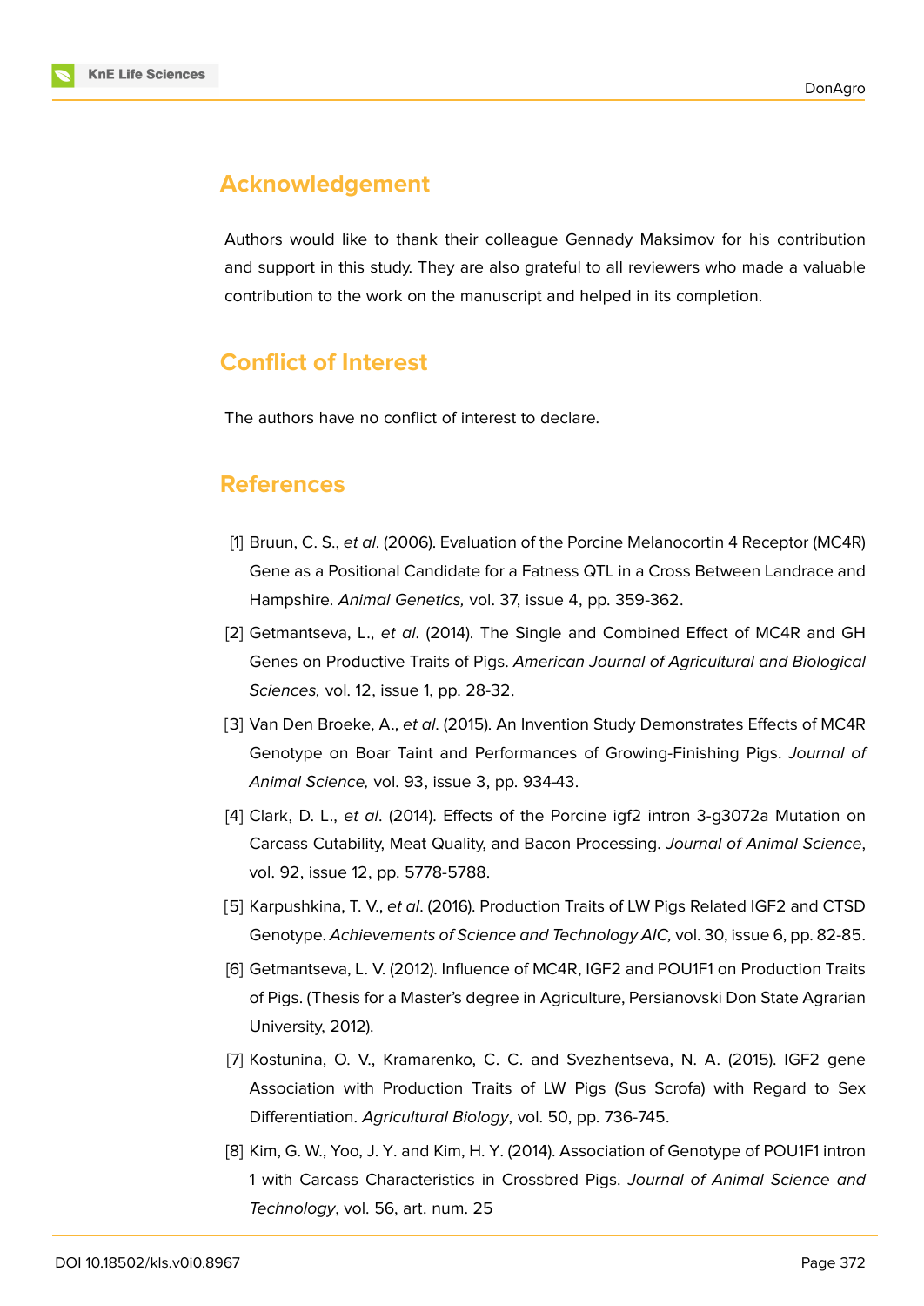## Acknowledgement

Authors would like to thank their colleague Gennady Maksimov for his contribution and support in this study. They are also grateful to all reviewers who made a valuable contribution to the work on the manuscript and helped in its completion.

## Conflict of Interest

The authors have no conflict of interest to declare.

## References

[1] Bruun, C. S., *et al*. (2006). Evaluation of the Porcine Melanocortin 4 Receptor (MC4R) Gene as a Positional Candidate for a Fatness QTL in a Cross Between Landrace and Hampshire. *Animal Genetics,* vol. 37, issue 4, pp. 359-362.

[2] Getmantseva, L., *et al*. (2014). The Single and Combined Effect of MC4R and GH Genes on Productive Traits of Pigs. *American Journal of Agricultural and Biological Sciences,* vol. 12, issue 1, pp. 28-32.

[3] Van Den Broeke, A., *et al*. (2015). An Invention Study Demonstrates Effects of MC4R Genotype on Boar Taint and Performances of Growing-Finishing Pigs. *Journal of Animal Science,* vol. 93, issue 3, pp. 934-43.

[4] Clark, D. L., *et al*. (2014). Effects of the Porcine igf2 intron 3-g3072a Mutation on Carcass Cutability, Meat Quality, and Bacon Processing. *Journal of Animal Science*, vol. 92, issue 12, pp. 5778-5788.

[5] Karpushkina, T. V., *et al*. (2016). Production Traits of LW Pigs Related IGF2 and CTSD Genotype. *Achievements of Science and Technology AIC,* vol. 30, issue 6, pp. 82-85.

[6] Getmantseva, L. V. (2012). Influence of MC4R, IGF2 and POU1F1 on Production Traits of Pigs. (Thesis for a Master's degree in Agriculture, Persianovski Don State Agrarian University, 2012).

[7] Kostunina, O. V., Kramarenko, C. C. and Svezhentseva, N. A. (2015). IGF2 gene Association with Production Traits of LW Pigs (Sus Scrofa) with Regard to Sex Differentiation. *Agricultural Biology*, vol. 50, pp. 736-745.

[8] Kim, G. W., Yoo, J. Y. and Kim, H. Y. (2014). Association of Genotype of POU1F1 intron 1 with Carcass Characteristics in Crossbred Pigs. *Journal of Animal Science and Technology*, vol. 56, art. num. 25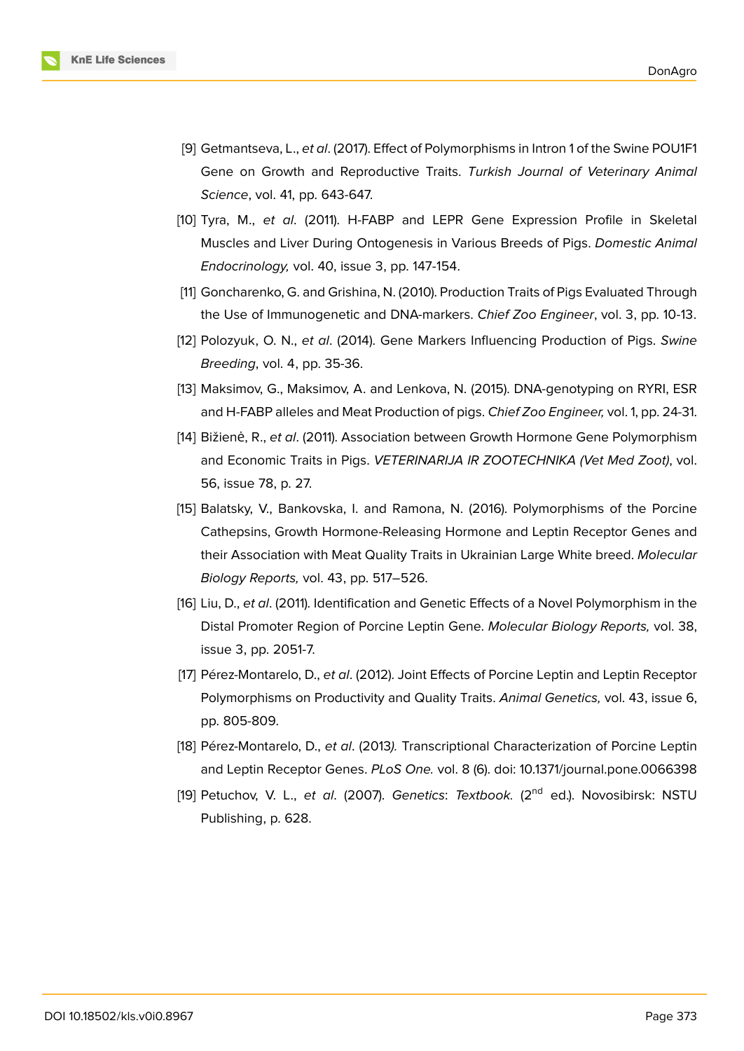[9] Getmantseva, L., *et al*. (2017). Effect of Polymorphisms in Intron 1 of the Swine POU1F1 Gene on Growth and Reproductive Traits. *Turkish Journal of Veterinary Animal Science*, vol. 41, pp. 643-647.

[10] Tyra, M., *et al*. (2011). H-FABP and LEPR Gene Expression Profile in Skeletal Muscles and Liver During Ontogenesis in Various Breeds of Pigs. *Domestic Animal Endocrinology,* vol. 40, issue 3, pp. 147-154.

[11] Goncharenko, G. and Grishina, N. (2010). Production Traits of Pigs Evaluated Through the Use of Immunogenetic and DNA-markers. *Chief Zoo Engineer*, vol. 3, pp. 10-13.

[12] Polozyuk, O. N., *et al*. (2014). Gene Markers Influencing Production of Pigs. *Swine Breeding*, vol. 4, pp. 35-36.

[13] Maksimov, G., Maksimov, A. and Lenkova, N. (2015). DNA-genotyping on RYRI, ESR and H-FABP alleles and Meat Production of pigs. *Chief Zoo Engineer,* vol. 1, pp. 24-31.

[14] Bižienė, R., *et al*. (2011). Association between Growth Hormone Gene Polymorphism and Economic Traits in Pigs. *VETERINARIJA IR ZOOTECHNIKA (Vet Med Zoot)*, vol. 56, issue 78, p. 27.

[15] Balatsky, V., Bankovska, I. and Ramona, N. (2016). Polymorphisms of the Porcine Cathepsins, Growth Hormone-Releasing Hormone and Leptin Receptor Genes and their Association with Meat Quality Traits in Ukrainian Large White breed. *Molecular Biology Reports,* vol. 43, pp. 517–526.

[16] Liu, D., *et al*. (2011). Identification and Genetic Effects of a Novel Polymorphism in the Distal Promoter Region of Porcine Leptin Gene. *Molecular Biology Reports,* vol. 38, issue 3, pp. 2051-7.

[17] Pérez-Montarelo, D., *et al*. (2012). Joint Effects of Porcine Leptin and Leptin Receptor Polymorphisms on Productivity and Quality Traits. *Animal Genetics,* vol. 43, issue 6, pp. 805-809.

[18] Pérez-Montarelo, D., *et al*. (2013*).* Transcriptional Characterization of Porcine Leptin and Leptin Receptor Genes. *PLoS One.* vol. 8 (6). doi: 10.1371/journal.pone.0066398

[19] Petuchov, V. L., *et al*. (2007). *Genetics*: *Textbook.* (2nd ed.). Novosibirsk: NSTU Publishing, p. 628.